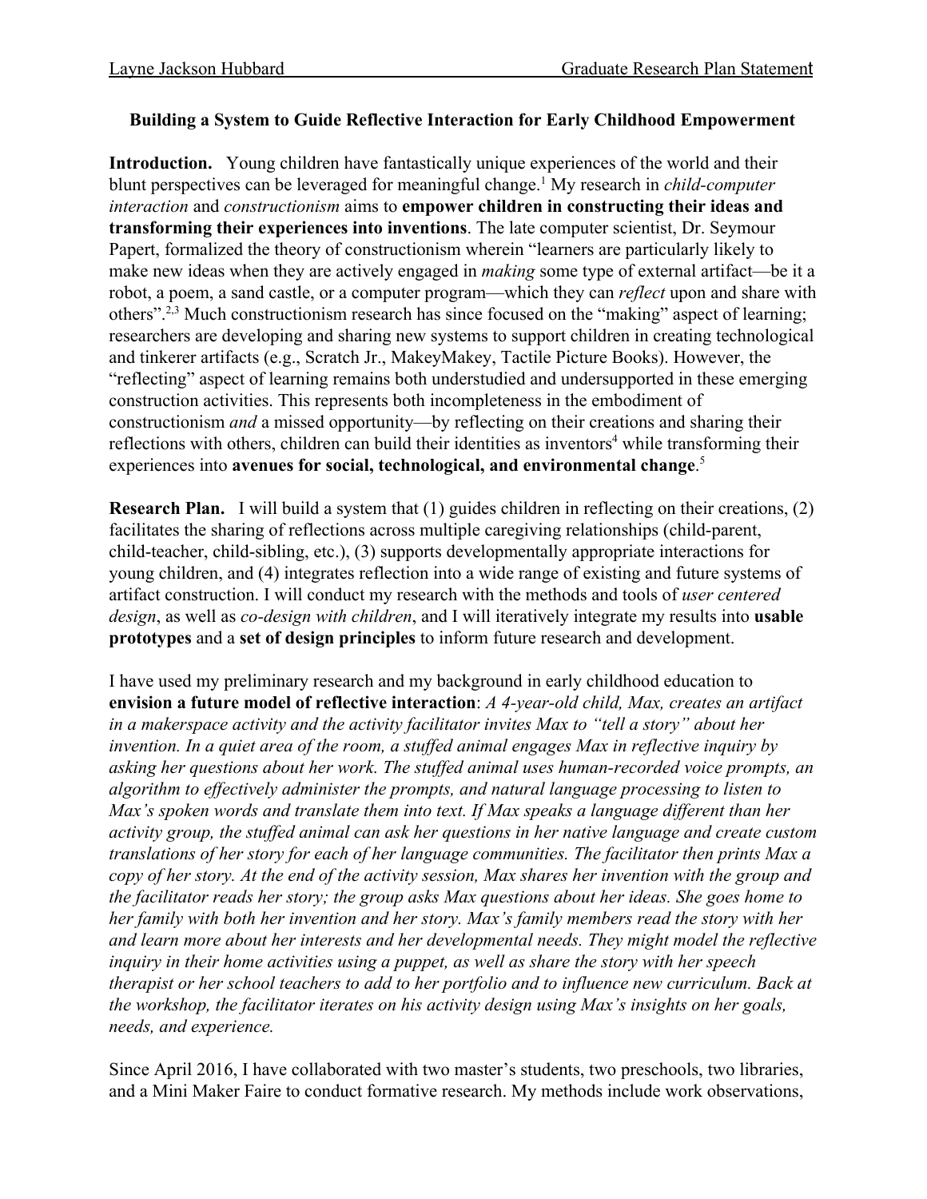### Building a System to Guide Reflective Interaction for Early Childhood Empowerment

**Introduction.** Young children have fantastically unique experiences of the world and their blunt perspectives can be leveraged for meaningful change.[1] My research in *child-computer interaction* and *constructionism* aims to **empower children in constructing their ideas and transforming their experiences into inventions**. The late computer scientist, Dr. Seymour Papert, formalized the theory of constructionism wherein "learners are particularly likely to make new ideas when they are actively engaged in *making* some type of external artifact—be it a robot, a poem, a sand castle, or a computer program—which they can *reflect* upon and share with others".[2,3] Much constructionism research has since focused on the "making" aspect of learning; researchers are developing and sharing new systems to support children in creating technological and tinkerer artifacts (e.g., Scratch Jr., MakeyMakey, Tactile Picture Books). However, the "reflecting" aspect of learning remains both understudied and undersupported in these emerging construction activities. This represents both incompleteness in the embodiment of constructionism *and* a missed opportunity—by reflecting on their creations and sharing their reflections with others, children can build their identities as inventors[4] while transforming their experiences into **avenues for social, technological, and environmental change**.[5]

**Research Plan.** I will build a system that (1) guides children in reflecting on their creations, (2) facilitates the sharing of reflections across multiple caregiving relationships (child-parent, child-teacher, child-sibling, etc.), (3) supports developmentally appropriate interactions for young children, and (4) integrates reflection into a wide range of existing and future systems of artifact construction. I will conduct my research with the methods and tools of *user centered design*, as well as *co-design with children*, and I will iteratively integrate my results into **usable prototypes** and a **set of design principles** to inform future research and development.

I have used my preliminary research and my background in early childhood education to **envision a future model of reflective interaction**: *A 4-year-old child, Max, creates an artifact in a makerspace activity and the activity facilitator invites Max to "tell a story" about her invention. In a quiet area of the room, a stuffed animal engages Max in reflective inquiry by asking her questions about her work. The stuffed animal uses human-recorded voice prompts, an algorithm to effectively administer the prompts, and natural language processing to listen to Max's spoken words and translate them into text. If Max speaks a language different than her activity group, the stuffed animal can ask her questions in her native language and create custom translations of her story for each of her language communities. The facilitator then prints Max a copy of her story. At the end of the activity session, Max shares her invention with the group and the facilitator reads her story; the group asks Max questions about her ideas. She goes home to her family with both her invention and her story. Max's family members read the story with her and learn more about her interests and her developmental needs. They might model the reflective inquiry in their home activities using a puppet, as well as share the story with her speech therapist or her school teachers to add to her portfolio and to influence new curriculum. Back at the workshop, the facilitator iterates on his activity design using Max's insights on her goals, needs, and experience.*

Since April 2016, I have collaborated with two master's students, two preschools, two libraries, and a Mini Maker Faire to conduct formative research. My methods include work observations,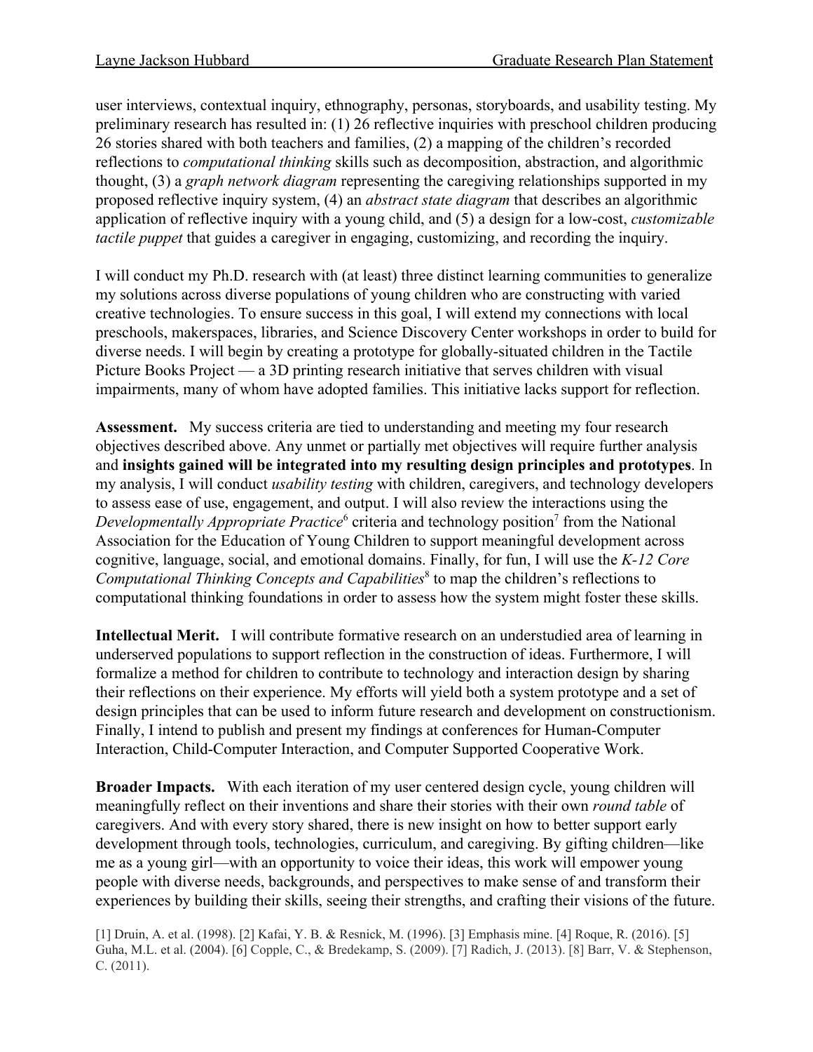user interviews, contextual inquiry, ethnography, personas, storyboards, and usability testing. My preliminary research has resulted in: (1) 26 reflective inquiries with preschool children producing 26 stories shared with both teachers and families, (2) a mapping of the children's recorded reflections to *computational thinking* skills such as decomposition, abstraction, and algorithmic thought, (3) a *graph network diagram* representing the caregiving relationships supported in my proposed reflective inquiry system, (4) an *abstract state diagram* that describes an algorithmic application of reflective inquiry with a young child, and (5) a design for a low-cost, *customizable tactile puppet* that guides a caregiver in engaging, customizing, and recording the inquiry.

I will conduct my Ph.D. research with (at least) three distinct learning communities to generalize my solutions across diverse populations of young children who are constructing with varied creative technologies. To ensure success in this goal, I will extend my connections with local preschools, makerspaces, libraries, and Science Discovery Center workshops in order to build for diverse needs. I will begin by creating a prototype for globally-situated children in the Tactile Picture Books Project — a 3D printing research initiative that serves children with visual impairments, many of whom have adopted families. This initiative lacks support for reflection.

**Assessment.** My success criteria are tied to understanding and meeting my four research objectives described above. Any unmet or partially met objectives will require further analysis and **insights gained will be integrated into my resulting design principles and prototypes**. In my analysis, I will conduct *usability testing* with children, caregivers, and technology developers to assess ease of use, engagement, and output. I will also review the interactions using the *Developmentally Appropriate Practice*[6] criteria and technology position[7] from the National Association for the Education of Young Children to support meaningful development across cognitive, language, social, and emotional domains. Finally, for fun, I will use the *K-12 Core Computational Thinking Concepts and Capabilities*[8] to map the children's reflections to computational thinking foundations in order to assess how the system might foster these skills.

**Intellectual Merit.** I will contribute formative research on an understudied area of learning in underserved populations to support reflection in the construction of ideas. Furthermore, I will formalize a method for children to contribute to technology and interaction design by sharing their reflections on their experience. My efforts will yield both a system prototype and a set of design principles that can be used to inform future research and development on constructionism. Finally, I intend to publish and present my findings at conferences for Human-Computer Interaction, Child-Computer Interaction, and Computer Supported Cooperative Work.

**Broader Impacts.** With each iteration of my user centered design cycle, young children will meaningfully reflect on their inventions and share their stories with their own *round table* of caregivers. And with every story shared, there is new insight on how to better support early development through tools, technologies, curriculum, and caregiving. By gifting children—like me as a young girl—with an opportunity to voice their ideas, this work will empower young people with diverse needs, backgrounds, and perspectives to make sense of and transform their experiences by building their skills, seeing their strengths, and crafting their visions of the future.

[1] Druin, A. et al. (1998). [2] Kafai, Y. B. & Resnick, M. (1996). [3] Emphasis mine. [4] Roque, R. (2016). [5] Guha, M.L. et al. (2004). [6] Copple, C., & Bredekamp, S. (2009). [7] Radich, J. (2013). [8] Barr, V. & Stephenson, C. (2011).